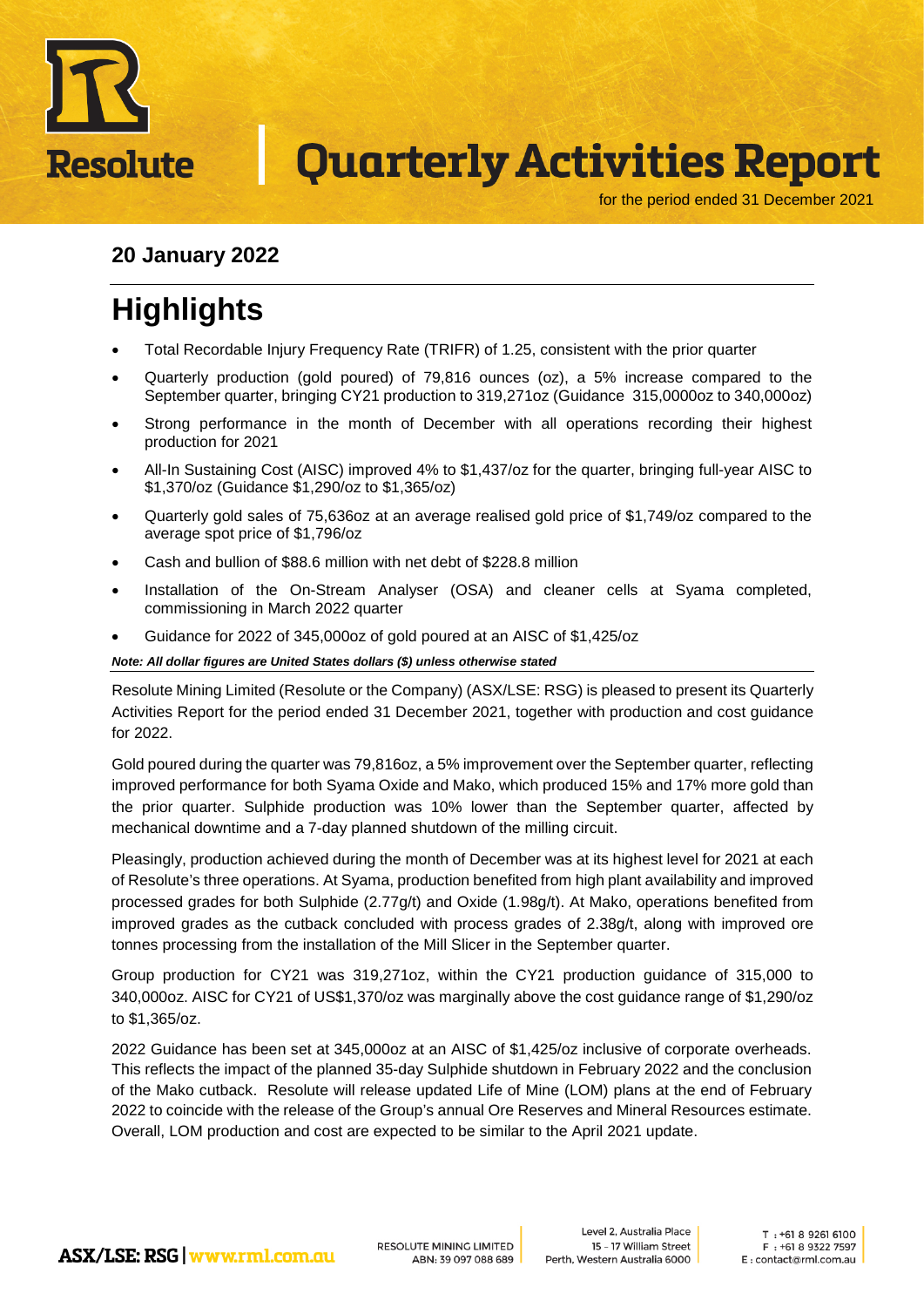# Quarterly Activities Report

for the period ended 31 December 2021

## 20 January 2022

# Highlights

- Total Recordable Injury Frequency Rate (TRIFR) of 1.25, consistent with the prior quarter
- Quarterly production (gold poured) of 79,816 ounces (oz), a 5% increase compared to the September quarter, bringing CY21 production to 319,271oz (Guidance 315,0000oz to 340,000oz)
- Strong performance in the month of December with all operations recording their highest production for 2021
- All-In Sustaining Cost (AISC) improved 4% to $1,437/oz for the quarter, bringing full-year AISC to $1,370/oz (Guidance $1,290/oz to $1,365/oz)
- Quarterly gold sales of 75,636oz at an average realised gold price of $1,749/oz compared to the average spot price of $1,796/oz
- Cash and bullion of $88.6 million with net debt of $228.8 million
- Installation of the On-Stream Analyser (OSA) and cleaner cells at Syama completed, commissioning in March 2022 quarter
- Guidance for 2022 of 345,000oz of gold poured at an AISC of $1,425/oz

***Note: All dollar figures are United States dollars ($) unless otherwise stated***

Resolute Mining Limited (Resolute or the Company) (ASX/LSE: RSG) is pleased to present its Quarterly Activities Report for the period ended 31 December 2021, together with production and cost guidance for 2022.

Gold poured during the quarter was 79,816oz, a 5% improvement over the September quarter, reflecting improved performance for both Syama Oxide and Mako, which produced 15% and 17% more gold than the prior quarter. Sulphide production was 10% lower than the September quarter, affected by mechanical downtime and a 7-day planned shutdown of the milling circuit.

Pleasingly, production achieved during the month of December was at its highest level for 2021 at each of Resolute's three operations. At Syama, production benefited from high plant availability and improved processed grades for both Sulphide (2.77g/t) and Oxide (1.98g/t). At Mako, operations benefited from improved grades as the cutback concluded with process grades of 2.38g/t, along with improved ore tonnes processing from the installation of the Mill Slicer in the September quarter.

Group production for CY21 was 319,271oz, within the CY21 production guidance of 315,000 to 340,000oz. AISC for CY21 of US$1,370/oz was marginally above the cost guidance range of $1,290/oz to $1,365/oz.

2022 Guidance has been set at 345,000oz at an AISC of $1,425/oz inclusive of corporate overheads. This reflects the impact of the planned 35-day Sulphide shutdown in February 2022 and the conclusion of the Mako cutback. Resolute will release updated Life of Mine (LOM) plans at the end of February 2022 to coincide with the release of the Group's annual Ore Reserves and Mineral Resources estimate. Overall, LOM production and cost are expected to be similar to the April 2021 update.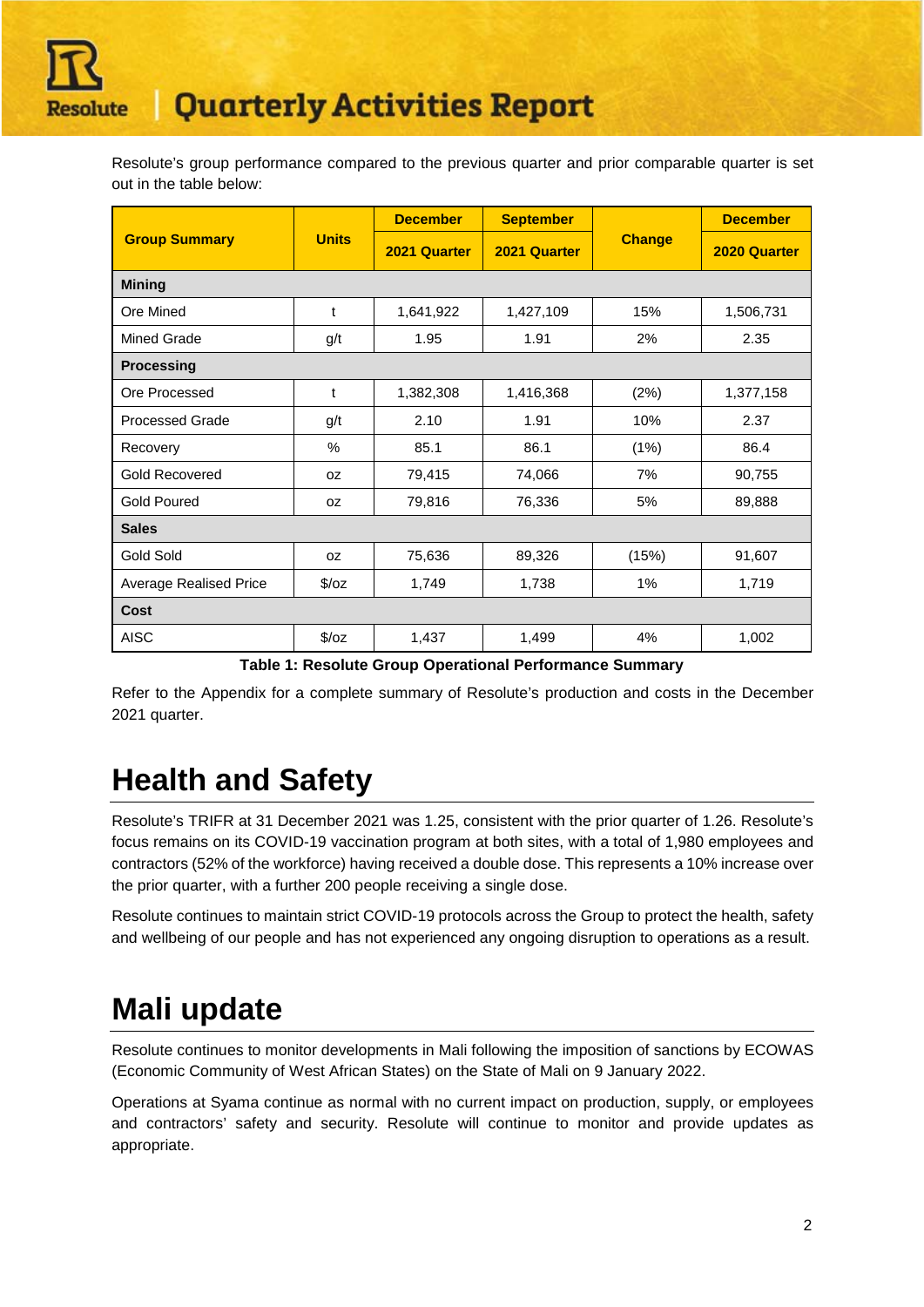Resolute's group performance compared to the previous quarter and prior comparable quarter is set out in the table below:

| Group Summary | Units | December 2021 Quarter | September 2021 Quarter | Change | December 2020 Quarter |
|---|---|---|---|---|---|
| **Mining** | | | | | |
| Ore Mined | t | 1,641,922 | 1,427,109 | 15% | 1,506,731 |
| Mined Grade | g/t | 1.95 | 1.91 | 2% | 2.35 |
| **Processing** | | | | | |
| Ore Processed | t | 1,382,308 | 1,416,368 | (2%) | 1,377,158 |
| Processed Grade | g/t | 2.10 | 1.91 | 10% | 2.37 |
| Recovery | % | 85.1 | 86.1 | (1%) | 86.4 |
| Gold Recovered | oz | 79,415 | 74,066 | 7% | 90,755 |
| Gold Poured | oz | 79,816 | 76,336 | 5% | 89,888 |
| **Sales** | | | | | |
| Gold Sold | oz | 75,636 | 89,326 | (15%) | 91,607 |
| Average Realised Price | $/oz | 1,749 | 1,738 | 1% | 1,719 |
| **Cost** | | | | | |
| AISC | $/oz | 1,437 | 1,499 | 4% | 1,002 |

**Table 1: Resolute Group Operational Performance Summary**

Refer to the Appendix for a complete summary of Resolute's production and costs in the December 2021 quarter.

# Health and Safety

Resolute's TRIFR at 31 December 2021 was 1.25, consistent with the prior quarter of 1.26. Resolute's focus remains on its COVID-19 vaccination program at both sites, with a total of 1,980 employees and contractors (52% of the workforce) having received a double dose. This represents a 10% increase over the prior quarter, with a further 200 people receiving a single dose.

Resolute continues to maintain strict COVID-19 protocols across the Group to protect the health, safety and wellbeing of our people and has not experienced any ongoing disruption to operations as a result.

# Mali update

Resolute continues to monitor developments in Mali following the imposition of sanctions by ECOWAS (Economic Community of West African States) on the State of Mali on 9 January 2022.

Operations at Syama continue as normal with no current impact on production, supply, or employees and contractors' safety and security. Resolute will continue to monitor and provide updates as appropriate.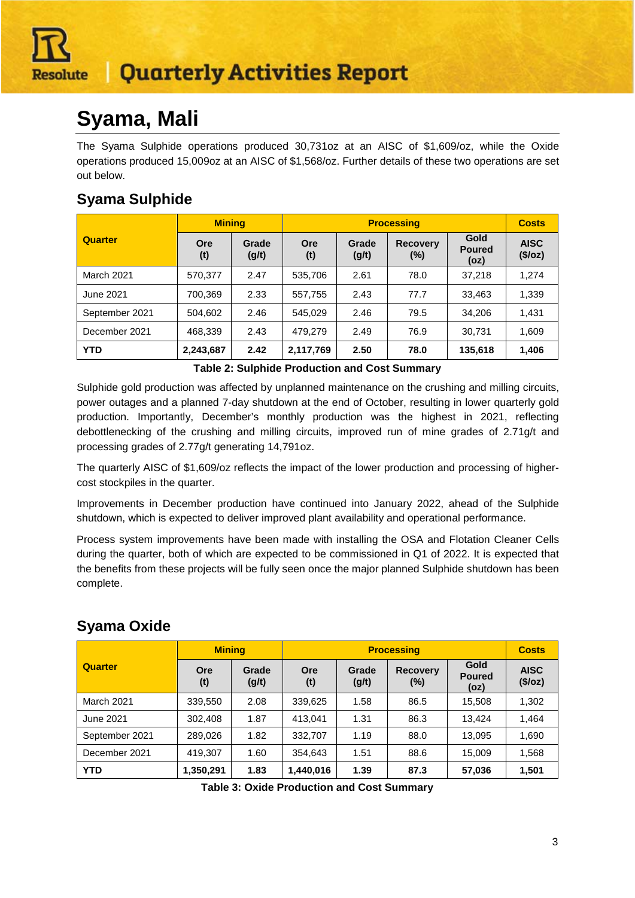# Syama, Mali

The Syama Sulphide operations produced 30,731oz at an AISC of $1,609/oz, while the Oxide operations produced 15,009oz at an AISC of $1,568/oz. Further details of these two operations are set out below.

## Syama Sulphide

| Quarter | Mining | | Processing | | | | Costs |
|---|---|---|---|---|---|---|---|
| | Ore (t) | Grade (g/t) | Ore (t) | Grade (g/t) | Recovery (%) | Gold Poured (oz) | AISC ($/oz) |
| March 2021 | 570,377 | 2.47 | 535,706 | 2.61 | 78.0 | 37,218 | 1,274 |
| June 2021 | 700,369 | 2.33 | 557,755 | 2.43 | 77.7 | 33,463 | 1,339 |
| September 2021 | 504,602 | 2.46 | 545,029 | 2.46 | 79.5 | 34,206 | 1,431 |
| December 2021 | 468,339 | 2.43 | 479,279 | 2.49 | 76.9 | 30,731 | 1,609 |
| **YTD** | **2,243,687** | **2.42** | **2,117,769** | **2.50** | **78.0** | **135,618** | **1,406** |

**Table 2: Sulphide Production and Cost Summary**

Sulphide gold production was affected by unplanned maintenance on the crushing and milling circuits, power outages and a planned 7-day shutdown at the end of October, resulting in lower quarterly gold production. Importantly, December's monthly production was the highest in 2021, reflecting debottlenecking of the crushing and milling circuits, improved run of mine grades of 2.71g/t and processing grades of 2.77g/t generating 14,791oz.

The quarterly AISC of $1,609/oz reflects the impact of the lower production and processing of higher-cost stockpiles in the quarter.

Improvements in December production have continued into January 2022, ahead of the Sulphide shutdown, which is expected to deliver improved plant availability and operational performance.

Process system improvements have been made with installing the OSA and Flotation Cleaner Cells during the quarter, both of which are expected to be commissioned in Q1 of 2022. It is expected that the benefits from these projects will be fully seen once the major planned Sulphide shutdown has been complete.

## Syama Oxide

| Quarter | Mining | | Processing | | | | Costs |
|---|---|---|---|---|---|---|---|
| | Ore (t) | Grade (g/t) | Ore (t) | Grade (g/t) | Recovery (%) | Gold Poured (oz) | AISC ($/oz) |
| March 2021 | 339,550 | 2.08 | 339,625 | 1.58 | 86.5 | 15,508 | 1,302 |
| June 2021 | 302,408 | 1.87 | 413,041 | 1.31 | 86.3 | 13,424 | 1,464 |
| September 2021 | 289,026 | 1.82 | 332,707 | 1.19 | 88.0 | 13,095 | 1,690 |
| December 2021 | 419,307 | 1.60 | 354,643 | 1.51 | 88.6 | 15,009 | 1,568 |
| **YTD** | **1,350,291** | **1.83** | **1,440,016** | **1.39** | **87.3** | **57,036** | **1,501** |

**Table 3: Oxide Production and Cost Summary**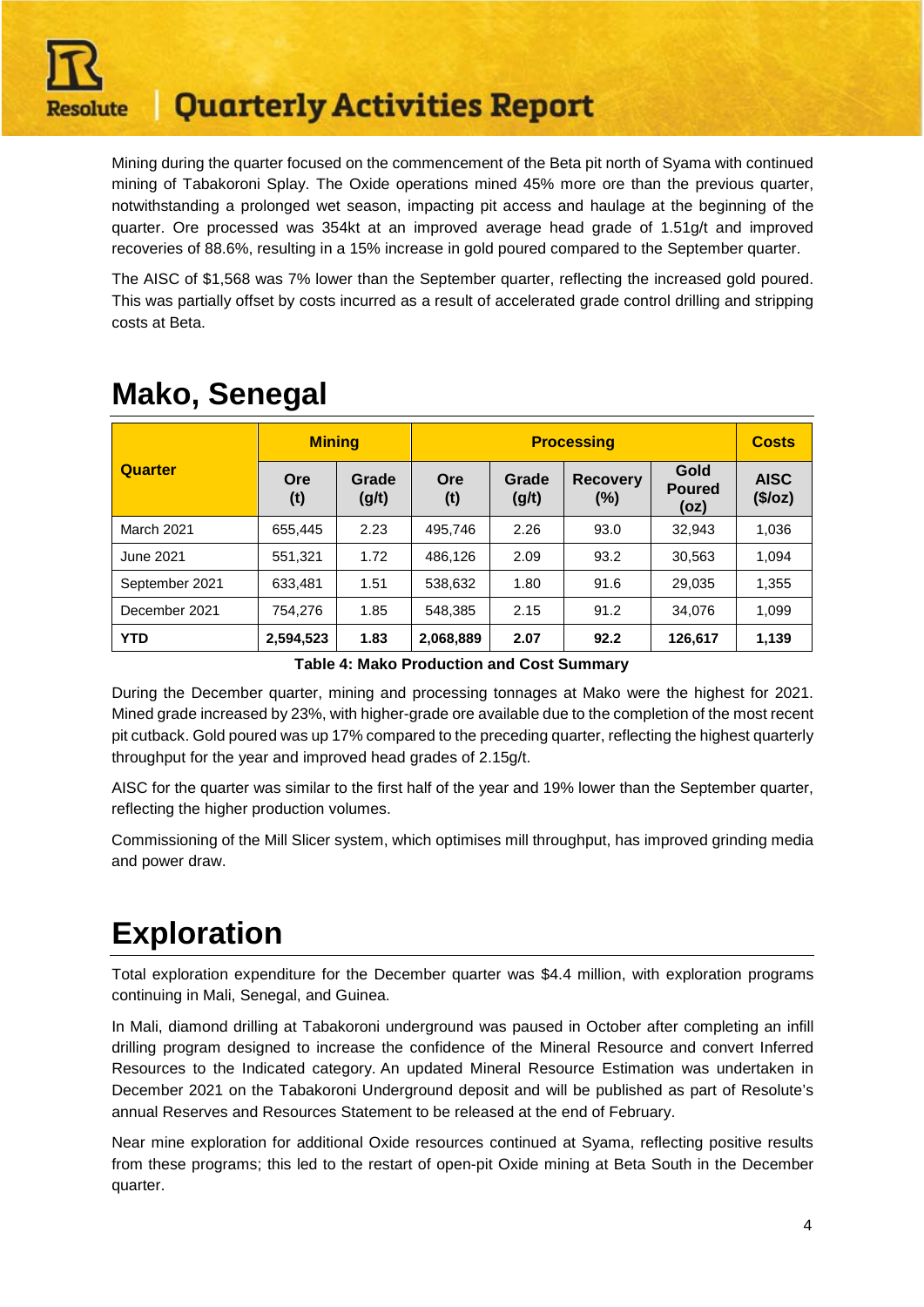Mining during the quarter focused on the commencement of the Beta pit north of Syama with continued mining of Tabakoroni Splay. The Oxide operations mined 45% more ore than the previous quarter, notwithstanding a prolonged wet season, impacting pit access and haulage at the beginning of the quarter. Ore processed was 354kt at an improved average head grade of 1.51g/t and improved recoveries of 88.6%, resulting in a 15% increase in gold poured compared to the September quarter.

The AISC of $1,568 was 7% lower than the September quarter, reflecting the increased gold poured. This was partially offset by costs incurred as a result of accelerated grade control drilling and stripping costs at Beta.

# Mako, Senegal

| Quarter | Mining | | Processing | | | | Costs |
|---|---|---|---|---|---|---|---|
| | Ore (t) | Grade (g/t) | Ore (t) | Grade (g/t) | Recovery (%) | Gold Poured (oz) | AISC ($/oz) |
| March 2021 | 655,445 | 2.23 | 495,746 | 2.26 | 93.0 | 32,943 | 1,036 |
| June 2021 | 551,321 | 1.72 | 486,126 | 2.09 | 93.2 | 30,563 | 1,094 |
| September 2021 | 633,481 | 1.51 | 538,632 | 1.80 | 91.6 | 29,035 | 1,355 |
| December 2021 | 754,276 | 1.85 | 548,385 | 2.15 | 91.2 | 34,076 | 1,099 |
| **YTD** | **2,594,523** | **1.83** | **2,068,889** | **2.07** | **92.2** | **126,617** | **1,139** |

**Table 4: Mako Production and Cost Summary**

During the December quarter, mining and processing tonnages at Mako were the highest for 2021. Mined grade increased by 23%, with higher-grade ore available due to the completion of the most recent pit cutback. Gold poured was up 17% compared to the preceding quarter, reflecting the highest quarterly throughput for the year and improved head grades of 2.15g/t.

AISC for the quarter was similar to the first half of the year and 19% lower than the September quarter, reflecting the higher production volumes.

Commissioning of the Mill Slicer system, which optimises mill throughput, has improved grinding media and power draw.

# Exploration

Total exploration expenditure for the December quarter was $4.4 million, with exploration programs continuing in Mali, Senegal, and Guinea.

In Mali, diamond drilling at Tabakoroni underground was paused in October after completing an infill drilling program designed to increase the confidence of the Mineral Resource and convert Inferred Resources to the Indicated category. An updated Mineral Resource Estimation was undertaken in December 2021 on the Tabakoroni Underground deposit and will be published as part of Resolute's annual Reserves and Resources Statement to be released at the end of February.

Near mine exploration for additional Oxide resources continued at Syama, reflecting positive results from these programs; this led to the restart of open-pit Oxide mining at Beta South in the December quarter.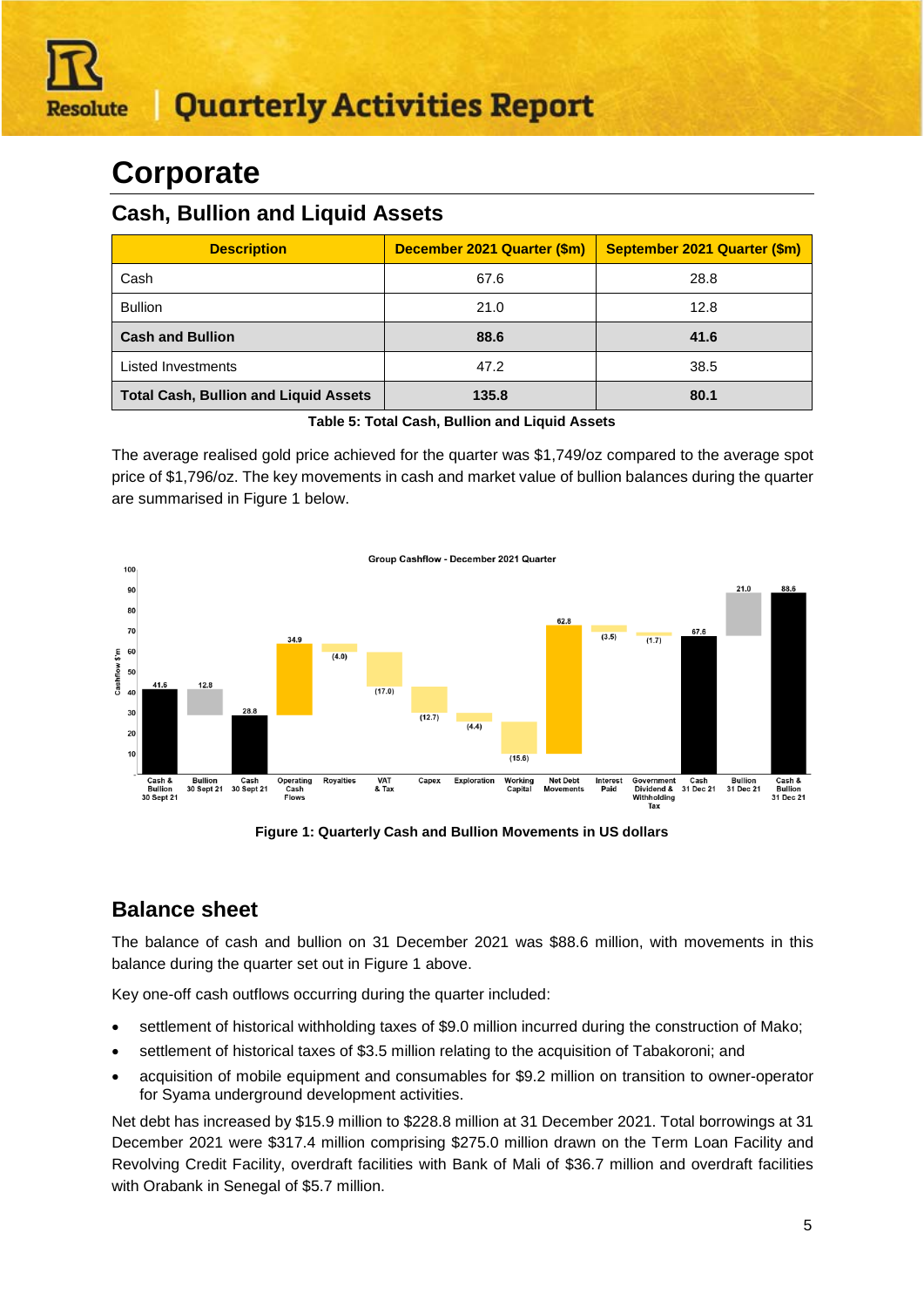# Corporate

## Cash, Bullion and Liquid Assets

| Description | December 2021 Quarter ($m) | September 2021 Quarter ($m) |
|---|---|---|
| Cash | 67.6 | 28.8 |
| Bullion | 21.0 | 12.8 |
| **Cash and Bullion** | **88.6** | **41.6** |
| Listed Investments | 47.2 | 38.5 |
| **Total Cash, Bullion and Liquid Assets** | **135.8** | **80.1** |

**Table 5: Total Cash, Bullion and Liquid Assets**

The average realised gold price achieved for the quarter was $1,749/oz compared to the average spot price of $1,796/oz. The key movements in cash and market value of bullion balances during the quarter are summarised in Figure 1 below.

**Figure 1: Quarterly Cash and Bullion Movements in US dollars**

## Balance sheet

The balance of cash and bullion on 31 December 2021 was $88.6 million, with movements in this balance during the quarter set out in Figure 1 above.

Key one-off cash outflows occurring during the quarter included:

- settlement of historical withholding taxes of $9.0 million incurred during the construction of Mako;
- settlement of historical taxes of $3.5 million relating to the acquisition of Tabakoroni; and
- acquisition of mobile equipment and consumables for $9.2 million on transition to owner-operator for Syama underground development activities.

Net debt has increased by $15.9 million to $228.8 million at 31 December 2021. Total borrowings at 31 December 2021 were $317.4 million comprising $275.0 million drawn on the Term Loan Facility and Revolving Credit Facility, overdraft facilities with Bank of Mali of $36.7 million and overdraft facilities with Orabank in Senegal of $5.7 million.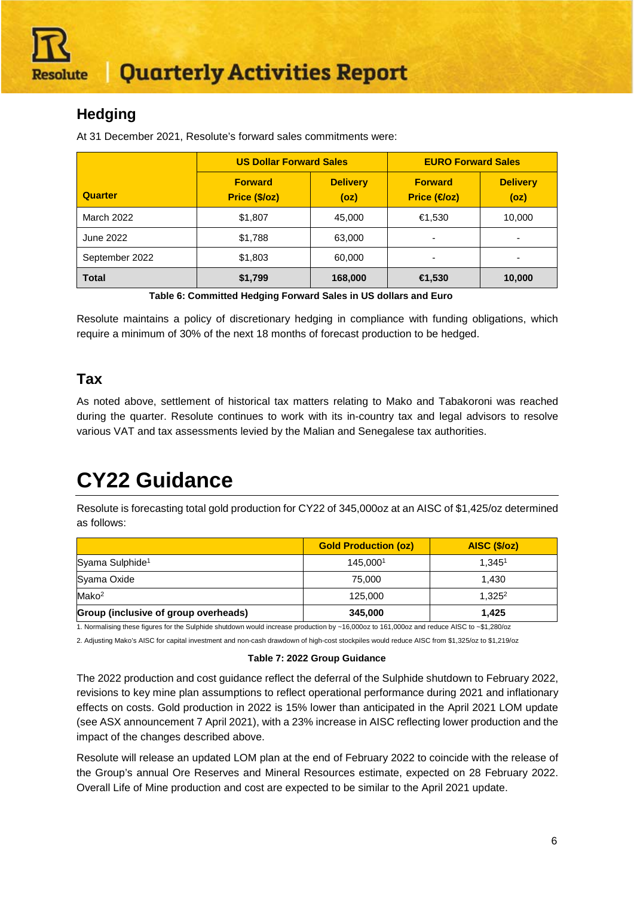## Hedging

At 31 December 2021, Resolute's forward sales commitments were:

| Quarter | US Dollar Forward Sales | | EURO Forward Sales | |
|---|---|---|---|---|
| | Forward Price ($/oz) | Delivery (oz) | Forward Price (€/oz) | Delivery (oz) |
| March 2022 | $1,807 | 45,000 | €1,530 | 10,000 |
| June 2022 | $1,788 | 63,000 | - | - |
| September 2022 | $1,803 | 60,000 | - | - |
| **Total** | **$1,799** | **168,000** | **€1,530** | **10,000** |

**Table 6: Committed Hedging Forward Sales in US dollars and Euro**

Resolute maintains a policy of discretionary hedging in compliance with funding obligations, which require a minimum of 30% of the next 18 months of forecast production to be hedged.

## Tax

As noted above, settlement of historical tax matters relating to Mako and Tabakoroni was reached during the quarter. Resolute continues to work with its in-country tax and legal advisors to resolve various VAT and tax assessments levied by the Malian and Senegalese tax authorities.

# CY22 Guidance

Resolute is forecasting total gold production for CY22 of 345,000oz at an AISC of $1,425/oz determined as follows:

| | Gold Production (oz) | AISC ($/oz) |
|---|---|---|
| Syama Sulphide[1] | 145,000[1] | 1,345[1] |
| Syama Oxide | 75,000 | 1,430 |
| Mako[2] | 125,000 | 1,325[2] |
| **Group (inclusive of group overheads)** | **345,000** | **1,425** |

1. Normalising these figures for the Sulphide shutdown would increase production by ~16,000oz to 161,000oz and reduce AISC to ~$1,280/oz

2. Adjusting Mako's AISC for capital investment and non-cash drawdown of high-cost stockpiles would reduce AISC from $1,325/oz to $1,219/oz

**Table 7: 2022 Group Guidance**

The 2022 production and cost guidance reflect the deferral of the Sulphide shutdown to February 2022, revisions to key mine plan assumptions to reflect operational performance during 2021 and inflationary effects on costs. Gold production in 2022 is 15% lower than anticipated in the April 2021 LOM update (see ASX announcement 7 April 2021), with a 23% increase in AISC reflecting lower production and the impact of the changes described above.

Resolute will release an updated LOM plan at the end of February 2022 to coincide with the release of the Group's annual Ore Reserves and Mineral Resources estimate, expected on 28 February 2022. Overall Life of Mine production and cost are expected to be similar to the April 2021 update.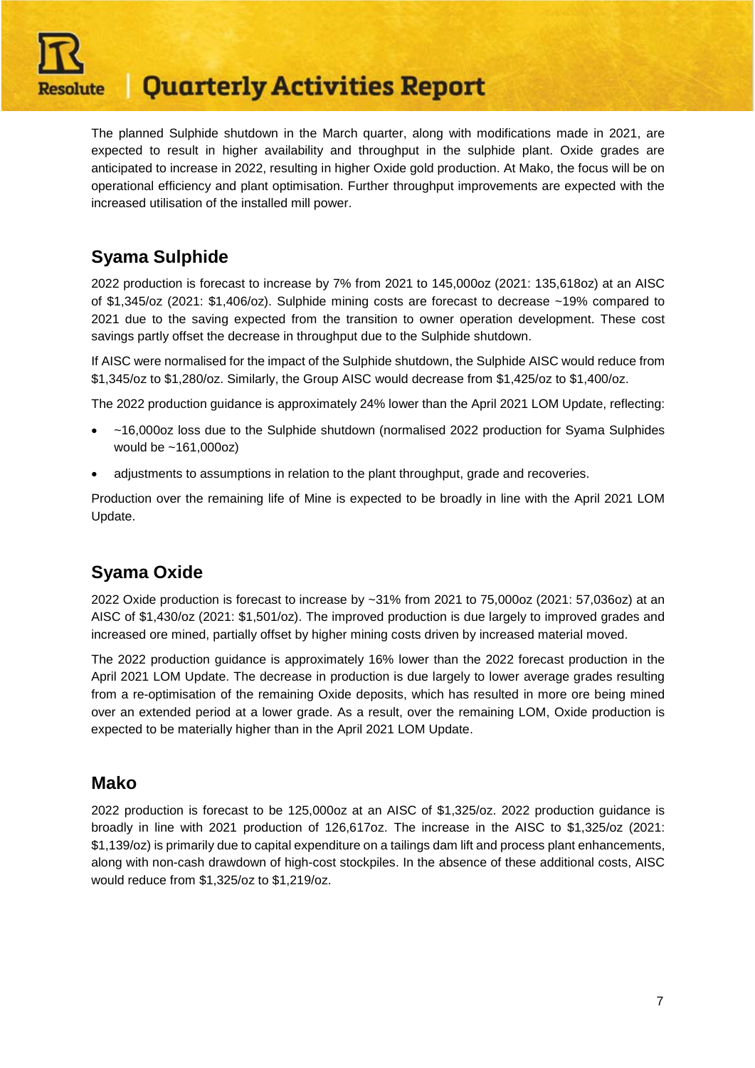The planned Sulphide shutdown in the March quarter, along with modifications made in 2021, are expected to result in higher availability and throughput in the sulphide plant. Oxide grades are anticipated to increase in 2022, resulting in higher Oxide gold production. At Mako, the focus will be on operational efficiency and plant optimisation. Further throughput improvements are expected with the increased utilisation of the installed mill power.

## Syama Sulphide

2022 production is forecast to increase by 7% from 2021 to 145,000oz (2021: 135,618oz) at an AISC of $1,345/oz (2021: $1,406/oz). Sulphide mining costs are forecast to decrease ~19% compared to 2021 due to the saving expected from the transition to owner operation development. These cost savings partly offset the decrease in throughput due to the Sulphide shutdown.

If AISC were normalised for the impact of the Sulphide shutdown, the Sulphide AISC would reduce from $1,345/oz to $1,280/oz. Similarly, the Group AISC would decrease from $1,425/oz to $1,400/oz.

The 2022 production guidance is approximately 24% lower than the April 2021 LOM Update, reflecting:

- ~16,000oz loss due to the Sulphide shutdown (normalised 2022 production for Syama Sulphides would be ~161,000oz)
- adjustments to assumptions in relation to the plant throughput, grade and recoveries.

Production over the remaining life of Mine is expected to be broadly in line with the April 2021 LOM Update.

## Syama Oxide

2022 Oxide production is forecast to increase by ~31% from 2021 to 75,000oz (2021: 57,036oz) at an AISC of $1,430/oz (2021: $1,501/oz). The improved production is due largely to improved grades and increased ore mined, partially offset by higher mining costs driven by increased material moved.

The 2022 production guidance is approximately 16% lower than the 2022 forecast production in the April 2021 LOM Update. The decrease in production is due largely to lower average grades resulting from a re-optimisation of the remaining Oxide deposits, which has resulted in more ore being mined over an extended period at a lower grade. As a result, over the remaining LOM, Oxide production is expected to be materially higher than in the April 2021 LOM Update.

## Mako

2022 production is forecast to be 125,000oz at an AISC of $1,325/oz. 2022 production guidance is broadly in line with 2021 production of 126,617oz. The increase in the AISC to $1,325/oz (2021: $1,139/oz) is primarily due to capital expenditure on a tailings dam lift and process plant enhancements, along with non-cash drawdown of high-cost stockpiles. In the absence of these additional costs, AISC would reduce from $1,325/oz to $1,219/oz.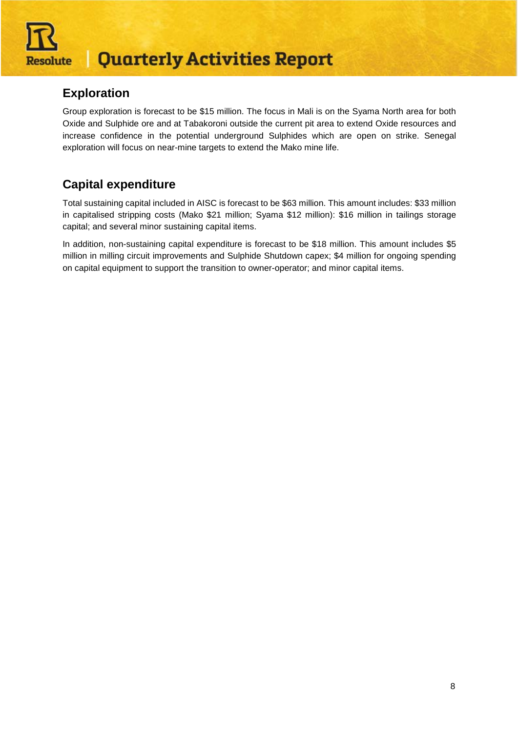## Exploration

Group exploration is forecast to be $15 million. The focus in Mali is on the Syama North area for both Oxide and Sulphide ore and at Tabakoroni outside the current pit area to extend Oxide resources and increase confidence in the potential underground Sulphides which are open on strike. Senegal exploration will focus on near-mine targets to extend the Mako mine life.

## Capital expenditure

Total sustaining capital included in AISC is forecast to be $63 million. This amount includes: $33 million in capitalised stripping costs (Mako $21 million; Syama $12 million): $16 million in tailings storage capital; and several minor sustaining capital items.

In addition, non-sustaining capital expenditure is forecast to be $18 million. This amount includes $5 million in milling circuit improvements and Sulphide Shutdown capex; $4 million for ongoing spending on capital equipment to support the transition to owner-operator; and minor capital items.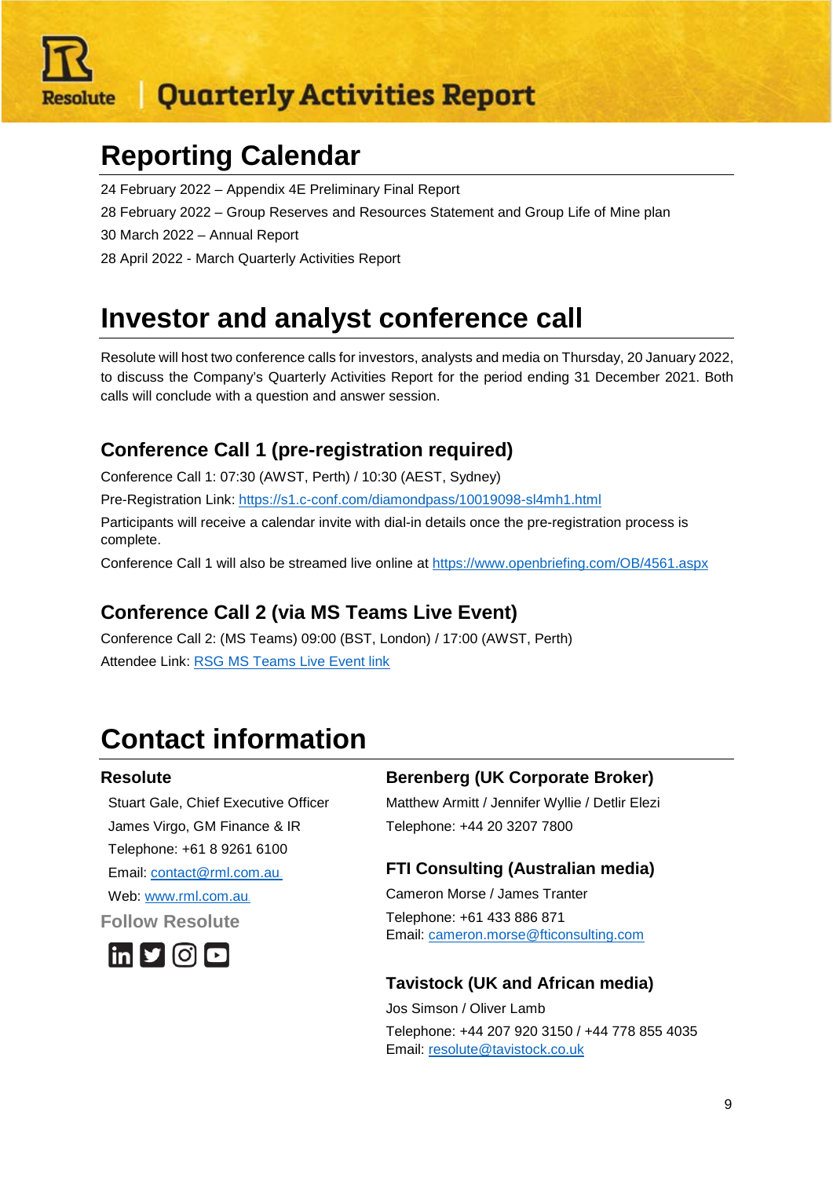# Reporting Calendar

24 February 2022 – Appendix 4E Preliminary Final Report

28 February 2022 – Group Reserves and Resources Statement and Group Life of Mine plan

30 March 2022 – Annual Report

28 April 2022 - March Quarterly Activities Report

# Investor and analyst conference call

Resolute will host two conference calls for investors, analysts and media on Thursday, 20 January 2022, to discuss the Company's Quarterly Activities Report for the period ending 31 December 2021. Both calls will conclude with a question and answer session.

## Conference Call 1 (pre-registration required)

Conference Call 1: 07:30 (AWST, Perth) / 10:30 (AEST, Sydney)

Pre-Registration Link: [https://s1.c-conf.com/diamondpass/10019098-sl4mh1.html](https://s1.c-conf.com/diamondpass/10019098-sl4mh1.html)

Participants will receive a calendar invite with dial-in details once the pre-registration process is complete.

Conference Call 1 will also be streamed live online at [https://www.openbriefing.com/OB/4561.aspx](https://www.openbriefing.com/OB/4561.aspx)

## Conference Call 2 (via MS Teams Live Event)

Conference Call 2: (MS Teams) 09:00 (BST, London) / 17:00 (AWST, Perth)

Attendee Link: RSG MS Teams Live Event link

# Contact information

### Resolute

Stuart Gale, Chief Executive Officer

James Virgo, GM Finance & IR

Telephone: +61 8 9261 6100

Email: [contact@rml.com.au](mailto:contact@rml.com.au)

Web: [www.rml.com.au](http://www.rml.com.au)

**Follow Resolute**

### Berenberg (UK Corporate Broker)

Matthew Armitt / Jennifer Wyllie / Detlir Elezi

Telephone: +44 20 3207 7800

### FTI Consulting (Australian media)

Cameron Morse / James Tranter

Telephone: +61 433 886 871

Email: [cameron.morse@fticonsulting.com](mailto:cameron.morse@fticonsulting.com)

### Tavistock (UK and African media)

Jos Simson / Oliver Lamb

Telephone: +44 207 920 3150 / +44 778 855 4035

Email: [resolute@tavistock.co.uk](mailto:resolute@tavistock.co.uk)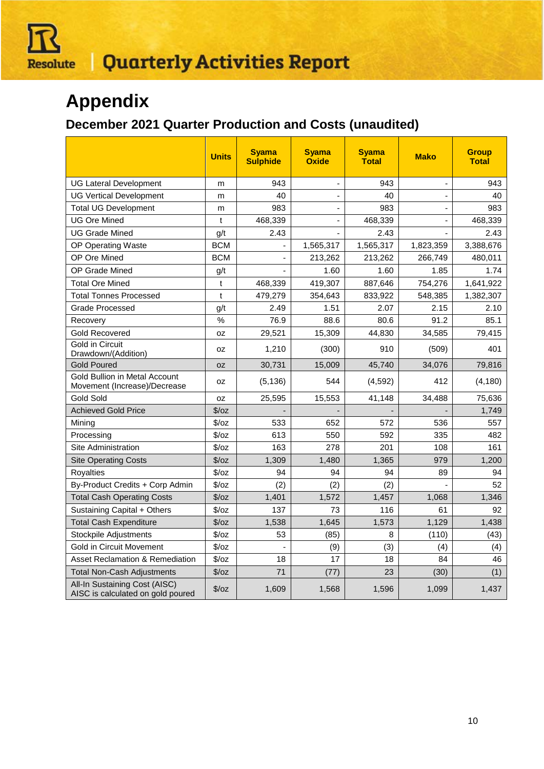# Appendix

## December 2021 Quarter Production and Costs (unaudited)

| | Units | Syama Sulphide | Syama Oxide | Syama Total | Mako | Group Total |
|---|---|---|---|---|---|---|
| UG Lateral Development | m | 943 | - | 943 | - | 943 |
| UG Vertical Development | m | 40 | - | 40 | - | 40 |
| Total UG Development | m | 983 | - | 983 | - | 983 |
| UG Ore Mined | t | 468,339 | - | 468,339 | - | 468,339 |
| UG Grade Mined | g/t | 2.43 | - | 2.43 | - | 2.43 |
| OP Operating Waste | BCM | - | 1,565,317 | 1,565,317 | 1,823,359 | 3,388,676 |
| OP Ore Mined | BCM | - | 213,262 | 213,262 | 266,749 | 480,011 |
| OP Grade Mined | g/t | - | 1.60 | 1.60 | 1.85 | 1.74 |
| Total Ore Mined | t | 468,339 | 419,307 | 887,646 | 754,276 | 1,641,922 |
| Total Tonnes Processed | t | 479,279 | 354,643 | 833,922 | 548,385 | 1,382,307 |
| Grade Processed | g/t | 2.49 | 1.51 | 2.07 | 2.15 | 2.10 |
| Recovery | % | 76.9 | 88.6 | 80.6 | 91.2 | 85.1 |
| Gold Recovered | oz | 29,521 | 15,309 | 44,830 | 34,585 | 79,415 |
| Gold in Circuit Drawdown/(Addition) | oz | 1,210 | (300) | 910 | (509) | 401 |
| Gold Poured | oz | 30,731 | 15,009 | 45,740 | 34,076 | 79,816 |
| Gold Bullion in Metal Account Movement (Increase)/Decrease | oz | (5,136) | 544 | (4,592) | 412 | (4,180) |
| Gold Sold | oz | 25,595 | 15,553 | 41,148 | 34,488 | 75,636 |
| Achieved Gold Price | $/oz | - | - | - | - | 1,749 |
| Mining | $/oz | 533 | 652 | 572 | 536 | 557 |
| Processing | $/oz | 613 | 550 | 592 | 335 | 482 |
| Site Administration | $/oz | 163 | 278 | 201 | 108 | 161 |
| Site Operating Costs | $/oz | 1,309 | 1,480 | 1,365 | 979 | 1,200 |
| Royalties | $/oz | 94 | 94 | 94 | 89 | 94 |
| By-Product Credits + Corp Admin | $/oz | (2) | (2) | (2) | - | 52 |
| Total Cash Operating Costs | $/oz | 1,401 | 1,572 | 1,457 | 1,068 | 1,346 |
| Sustaining Capital + Others | $/oz | 137 | 73 | 116 | 61 | 92 |
| Total Cash Expenditure | $/oz | 1,538 | 1,645 | 1,573 | 1,129 | 1,438 |
| Stockpile Adjustments | $/oz | 53 | (85) | 8 | (110) | (43) |
| Gold in Circuit Movement | $/oz | - | (9) | (3) | (4) | (4) |
| Asset Reclamation & Remediation | $/oz | 18 | 17 | 18 | 84 | 46 |
| Total Non-Cash Adjustments | $/oz | 71 | (77) | 23 | (30) | (1) |
| All-In Sustaining Cost (AISC) AISC is calculated on gold poured | $/oz | 1,609 | 1,568 | 1,596 | 1,099 | 1,437 |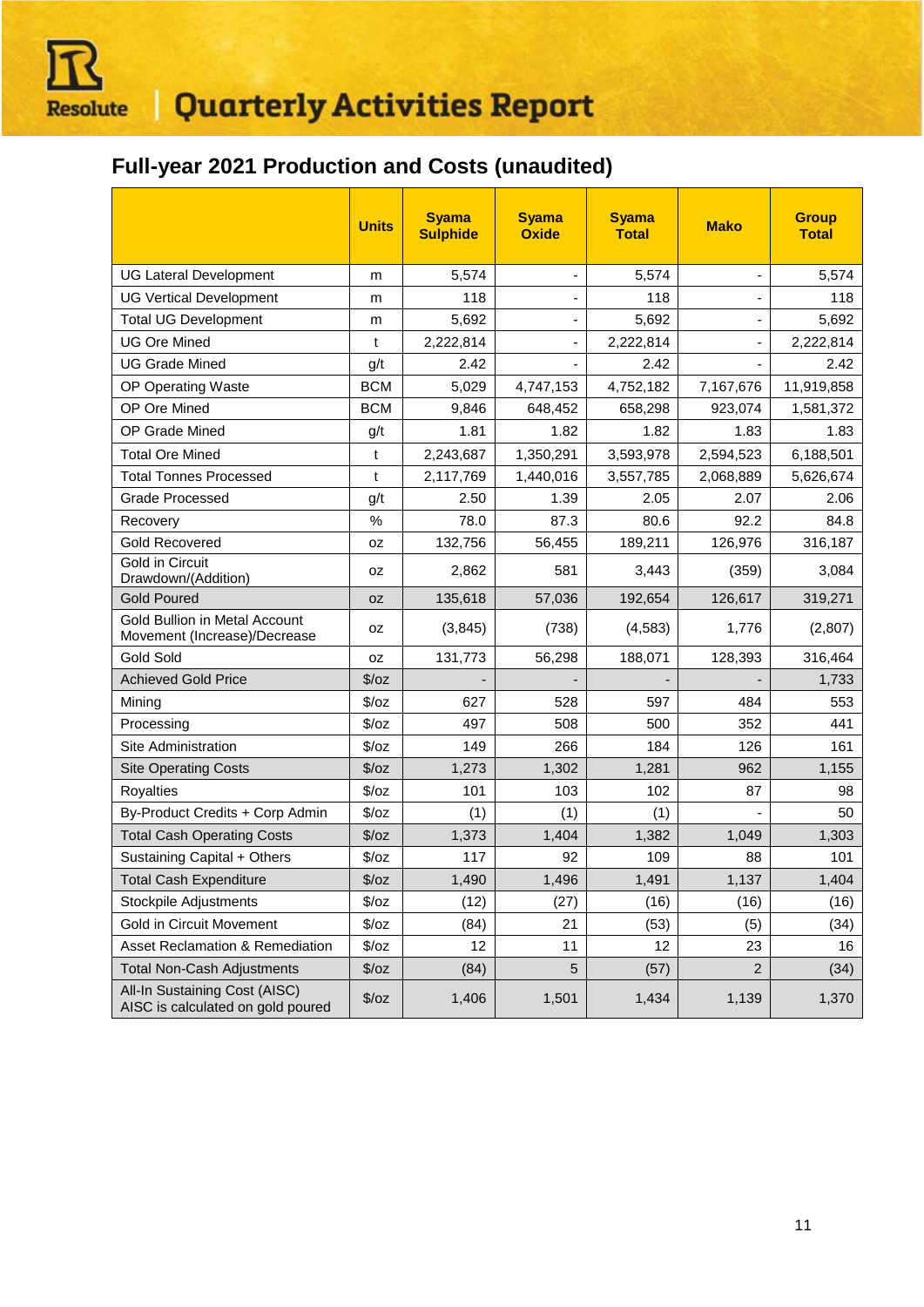## Full-year 2021 Production and Costs (unaudited)

| | Units | Syama Sulphide | Syama Oxide | Syama Total | Mako | Group Total |
|---|---|---|---|---|---|---|
| UG Lateral Development | m | 5,574 | - | 5,574 | - | 5,574 |
| UG Vertical Development | m | 118 | - | 118 | - | 118 |
| Total UG Development | m | 5,692 | - | 5,692 | - | 5,692 |
| UG Ore Mined | t | 2,222,814 | - | 2,222,814 | - | 2,222,814 |
| UG Grade Mined | g/t | 2.42 | - | 2.42 | - | 2.42 |
| OP Operating Waste | BCM | 5,029 | 4,747,153 | 4,752,182 | 7,167,676 | 11,919,858 |
| OP Ore Mined | BCM | 9,846 | 648,452 | 658,298 | 923,074 | 1,581,372 |
| OP Grade Mined | g/t | 1.81 | 1.82 | 1.82 | 1.83 | 1.83 |
| Total Ore Mined | t | 2,243,687 | 1,350,291 | 3,593,978 | 2,594,523 | 6,188,501 |
| Total Tonnes Processed | t | 2,117,769 | 1,440,016 | 3,557,785 | 2,068,889 | 5,626,674 |
| Grade Processed | g/t | 2.50 | 1.39 | 2.05 | 2.07 | 2.06 |
| Recovery | % | 78.0 | 87.3 | 80.6 | 92.2 | 84.8 |
| Gold Recovered | oz | 132,756 | 56,455 | 189,211 | 126,976 | 316,187 |
| Gold in Circuit Drawdown/(Addition) | oz | 2,862 | 581 | 3,443 | (359) | 3,084 |
| Gold Poured | oz | 135,618 | 57,036 | 192,654 | 126,617 | 319,271 |
| Gold Bullion in Metal Account Movement (Increase)/Decrease | oz | (3,845) | (738) | (4,583) | 1,776 | (2,807) |
| Gold Sold | oz | 131,773 | 56,298 | 188,071 | 128,393 | 316,464 |
| Achieved Gold Price | $/oz | - | - | - | - | 1,733 |
| Mining | $/oz | 627 | 528 | 597 | 484 | 553 |
| Processing | $/oz | 497 | 508 | 500 | 352 | 441 |
| Site Administration | $/oz | 149 | 266 | 184 | 126 | 161 |
| Site Operating Costs | $/oz | 1,273 | 1,302 | 1,281 | 962 | 1,155 |
| Royalties | $/oz | 101 | 103 | 102 | 87 | 98 |
| By-Product Credits + Corp Admin | $/oz | (1) | (1) | (1) | - | 50 |
| Total Cash Operating Costs | $/oz | 1,373 | 1,404 | 1,382 | 1,049 | 1,303 |
| Sustaining Capital + Others | $/oz | 117 | 92 | 109 | 88 | 101 |
| Total Cash Expenditure | $/oz | 1,490 | 1,496 | 1,491 | 1,137 | 1,404 |
| Stockpile Adjustments | $/oz | (12) | (27) | (16) | (16) | (16) |
| Gold in Circuit Movement | $/oz | (84) | 21 | (53) | (5) | (34) |
| Asset Reclamation & Remediation | $/oz | 12 | 11 | 12 | 23 | 16 |
| Total Non-Cash Adjustments | $/oz | (84) | 5 | (57) | 2 | (34) |
| All-In Sustaining Cost (AISC) AISC is calculated on gold poured | $/oz | 1,406 | 1,501 | 1,434 | 1,139 | 1,370 |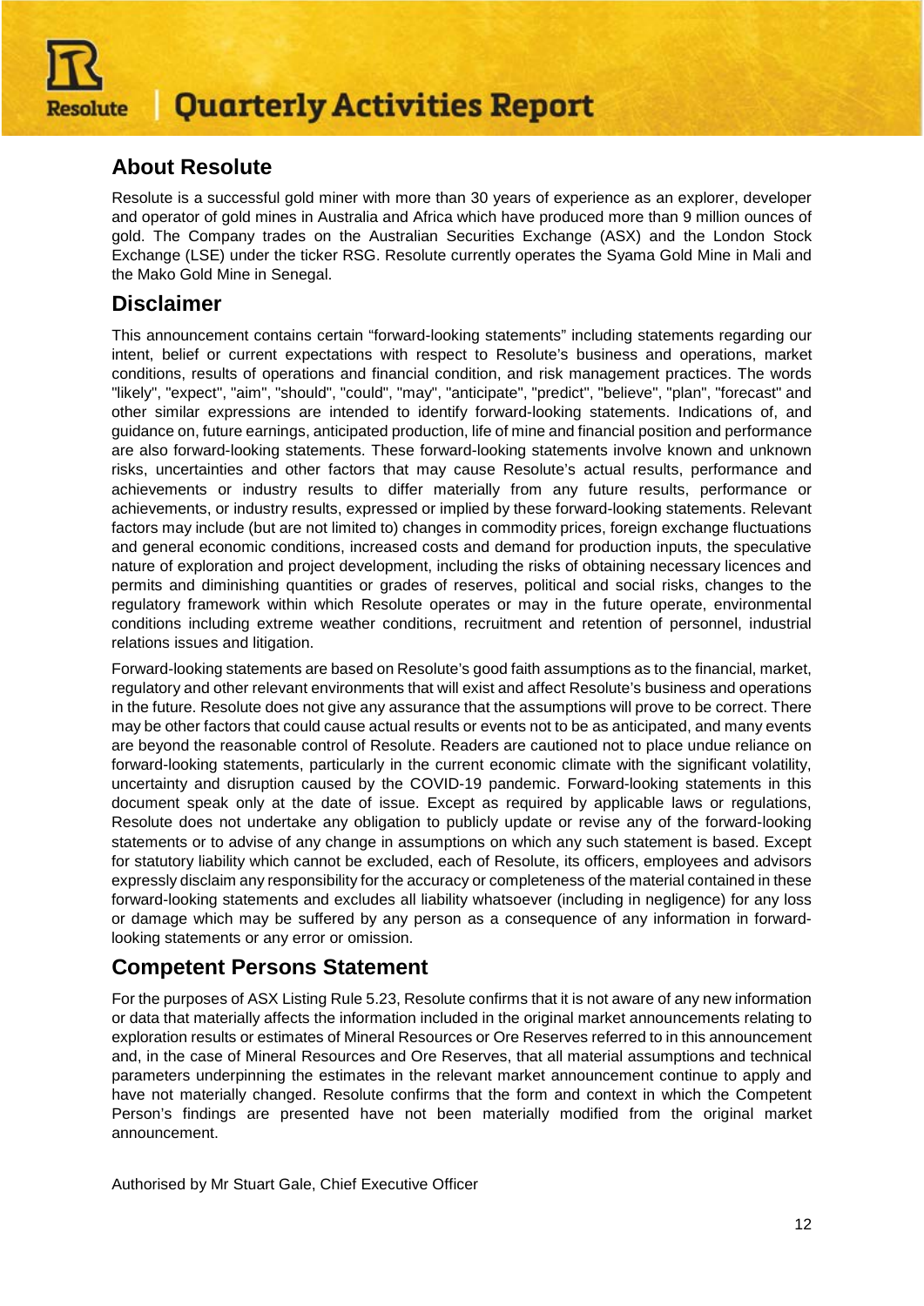## About Resolute

Resolute is a successful gold miner with more than 30 years of experience as an explorer, developer and operator of gold mines in Australia and Africa which have produced more than 9 million ounces of gold. The Company trades on the Australian Securities Exchange (ASX) and the London Stock Exchange (LSE) under the ticker RSG. Resolute currently operates the Syama Gold Mine in Mali and the Mako Gold Mine in Senegal.

## Disclaimer

This announcement contains certain "forward-looking statements" including statements regarding our intent, belief or current expectations with respect to Resolute's business and operations, market conditions, results of operations and financial condition, and risk management practices. The words "likely", "expect", "aim", "should", "could", "may", "anticipate", "predict", "believe", "plan", "forecast" and other similar expressions are intended to identify forward-looking statements. Indications of, and guidance on, future earnings, anticipated production, life of mine and financial position and performance are also forward-looking statements. These forward-looking statements involve known and unknown risks, uncertainties and other factors that may cause Resolute's actual results, performance and achievements or industry results to differ materially from any future results, performance or achievements, or industry results, expressed or implied by these forward-looking statements. Relevant factors may include (but are not limited to) changes in commodity prices, foreign exchange fluctuations and general economic conditions, increased costs and demand for production inputs, the speculative nature of exploration and project development, including the risks of obtaining necessary licences and permits and diminishing quantities or grades of reserves, political and social risks, changes to the regulatory framework within which Resolute operates or may in the future operate, environmental conditions including extreme weather conditions, recruitment and retention of personnel, industrial relations issues and litigation.

Forward-looking statements are based on Resolute's good faith assumptions as to the financial, market, regulatory and other relevant environments that will exist and affect Resolute's business and operations in the future. Resolute does not give any assurance that the assumptions will prove to be correct. There may be other factors that could cause actual results or events not to be as anticipated, and many events are beyond the reasonable control of Resolute. Readers are cautioned not to place undue reliance on forward-looking statements, particularly in the current economic climate with the significant volatility, uncertainty and disruption caused by the COVID-19 pandemic. Forward-looking statements in this document speak only at the date of issue. Except as required by applicable laws or regulations, Resolute does not undertake any obligation to publicly update or revise any of the forward-looking statements or to advise of any change in assumptions on which any such statement is based. Except for statutory liability which cannot be excluded, each of Resolute, its officers, employees and advisors expressly disclaim any responsibility for the accuracy or completeness of the material contained in these forward-looking statements and excludes all liability whatsoever (including in negligence) for any loss or damage which may be suffered by any person as a consequence of any information in forward-looking statements or any error or omission.

## Competent Persons Statement

For the purposes of ASX Listing Rule 5.23, Resolute confirms that it is not aware of any new information or data that materially affects the information included in the original market announcements relating to exploration results or estimates of Mineral Resources or Ore Reserves referred to in this announcement and, in the case of Mineral Resources and Ore Reserves, that all material assumptions and technical parameters underpinning the estimates in the relevant market announcement continue to apply and have not materially changed. Resolute confirms that the form and context in which the Competent Person's findings are presented have not been materially modified from the original market announcement.

Authorised by Mr Stuart Gale, Chief Executive Officer